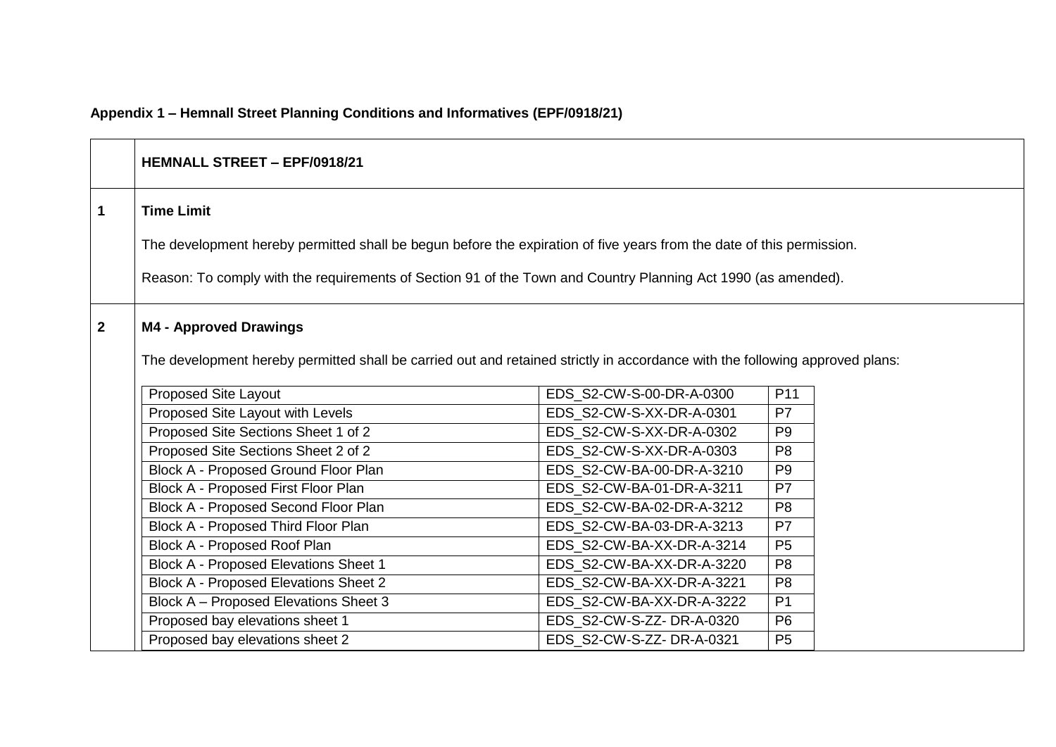**Appendix 1 – Hemnall Street Planning Conditions and Informatives (EPF/0918/21)**

| | **HEMNALL STREET – EPF/0918/21** |
|---|---|
| **1** | **Time Limit**<br><br>The development hereby permitted shall be begun before the expiration of five years from the date of this permission.<br><br>Reason: To comply with the requirements of Section 91 of the Town and Country Planning Act 1990 (as amended). |
| **2** | **M4 - Approved Drawings**<br><br>The development hereby permitted shall be carried out and retained strictly in accordance with the following approved plans: |

| Drawing | Number | Revision |
|---|---|---|
| Proposed Site Layout | EDS_S2-CW-S-00-DR-A-0300 | P11 |
| Proposed Site Layout with Levels | EDS_S2-CW-S-XX-DR-A-0301 | P7 |
| Proposed Site Sections Sheet 1 of 2 | EDS_S2-CW-S-XX-DR-A-0302 | P9 |
| Proposed Site Sections Sheet 2 of 2 | EDS_S2-CW-S-XX-DR-A-0303 | P8 |
| Block A - Proposed Ground Floor Plan | EDS_S2-CW-BA-00-DR-A-3210 | P9 |
| Block A - Proposed First Floor Plan | EDS_S2-CW-BA-01-DR-A-3211 | P7 |
| Block A - Proposed Second Floor Plan | EDS_S2-CW-BA-02-DR-A-3212 | P8 |
| Block A - Proposed Third Floor Plan | EDS_S2-CW-BA-03-DR-A-3213 | P7 |
| Block A - Proposed Roof Plan | EDS_S2-CW-BA-XX-DR-A-3214 | P5 |
| Block A - Proposed Elevations Sheet 1 | EDS_S2-CW-BA-XX-DR-A-3220 | P8 |
| Block A - Proposed Elevations Sheet 2 | EDS_S2-CW-BA-XX-DR-A-3221 | P8 |
| Block A – Proposed Elevations Sheet 3 | EDS_S2-CW-BA-XX-DR-A-3222 | P1 |
| Proposed bay elevations sheet 1 | EDS_S2-CW-S-ZZ- DR-A-0320 | P6 |
| Proposed bay elevations sheet 2 | EDS_S2-CW-S-ZZ- DR-A-0321 | P5 |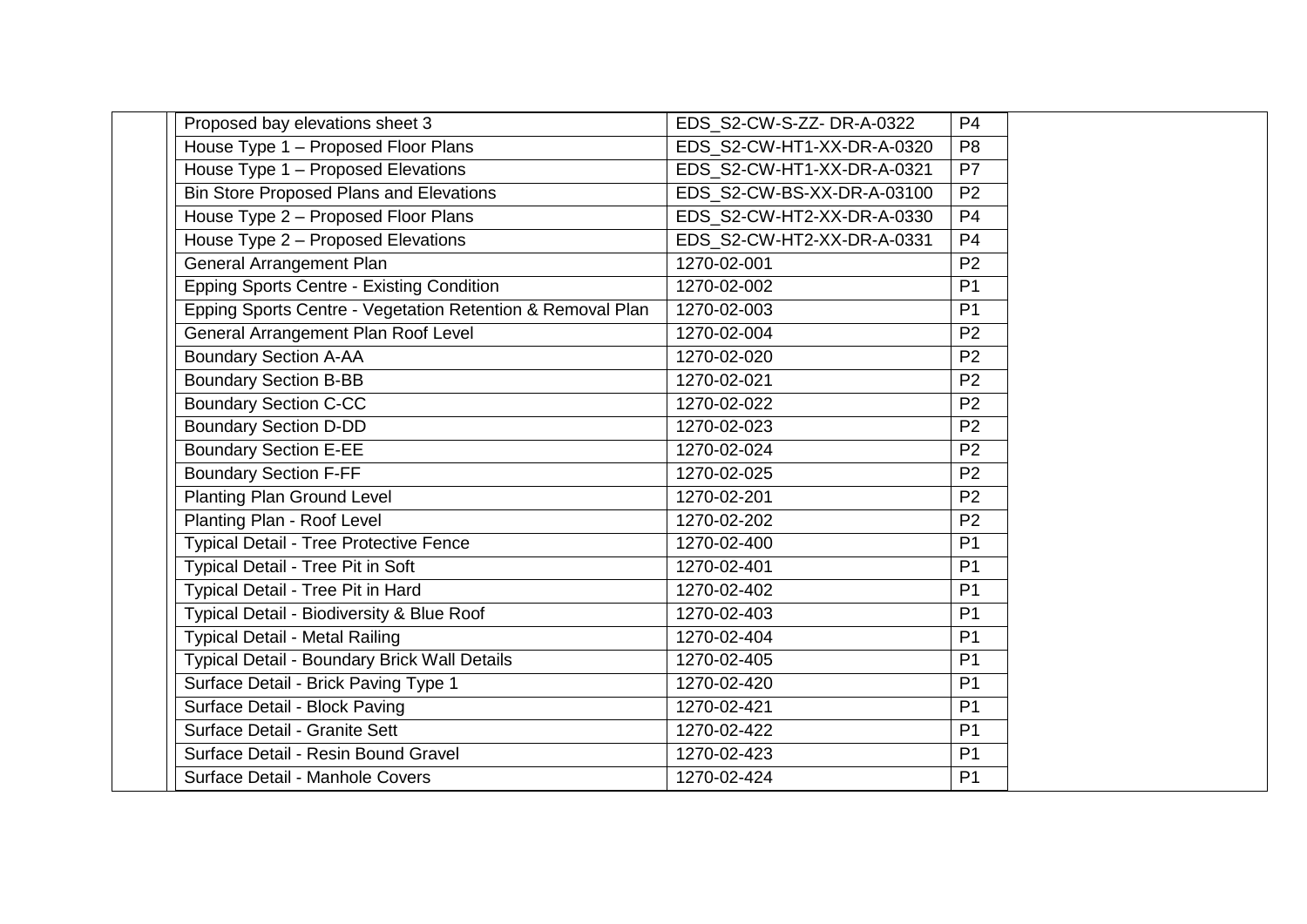| | Proposed bay elevations sheet 3 | EDS_S2-CW-S-ZZ- DR-A-0322 | P4 | |
|---|---|---|---|---|
| | House Type 1 – Proposed Floor Plans | EDS_S2-CW-HT1-XX-DR-A-0320 | P8 | |
| | House Type 1 – Proposed Elevations | EDS_S2-CW-HT1-XX-DR-A-0321 | P7 | |
| | Bin Store Proposed Plans and Elevations | EDS_S2-CW-BS-XX-DR-A-03100 | P2 | |
| | House Type 2 – Proposed Floor Plans | EDS_S2-CW-HT2-XX-DR-A-0330 | P4 | |
| | House Type 2 – Proposed Elevations | EDS_S2-CW-HT2-XX-DR-A-0331 | P4 | |
| | General Arrangement Plan | 1270-02-001 | P2 | |
| | Epping Sports Centre - Existing Condition | 1270-02-002 | P1 | |
| | Epping Sports Centre - Vegetation Retention & Removal Plan | 1270-02-003 | P1 | |
| | General Arrangement Plan Roof Level | 1270-02-004 | P2 | |
| | Boundary Section A-AA | 1270-02-020 | P2 | |
| | Boundary Section B-BB | 1270-02-021 | P2 | |
| | Boundary Section C-CC | 1270-02-022 | P2 | |
| | Boundary Section D-DD | 1270-02-023 | P2 | |
| | Boundary Section E-EE | 1270-02-024 | P2 | |
| | Boundary Section F-FF | 1270-02-025 | P2 | |
| | Planting Plan Ground Level | 1270-02-201 | P2 | |
| | Planting Plan - Roof Level | 1270-02-202 | P2 | |
| | Typical Detail - Tree Protective Fence | 1270-02-400 | P1 | |
| | Typical Detail - Tree Pit in Soft | 1270-02-401 | P1 | |
| | Typical Detail - Tree Pit in Hard | 1270-02-402 | P1 | |
| | Typical Detail - Biodiversity & Blue Roof | 1270-02-403 | P1 | |
| | Typical Detail - Metal Railing | 1270-02-404 | P1 | |
| | Typical Detail - Boundary Brick Wall Details | 1270-02-405 | P1 | |
| | Surface Detail - Brick Paving Type 1 | 1270-02-420 | P1 | |
| | Surface Detail - Block Paving | 1270-02-421 | P1 | |
| | Surface Detail - Granite Sett | 1270-02-422 | P1 | |
| | Surface Detail - Resin Bound Gravel | 1270-02-423 | P1 | |
| | Surface Detail - Manhole Covers | 1270-02-424 | P1 | |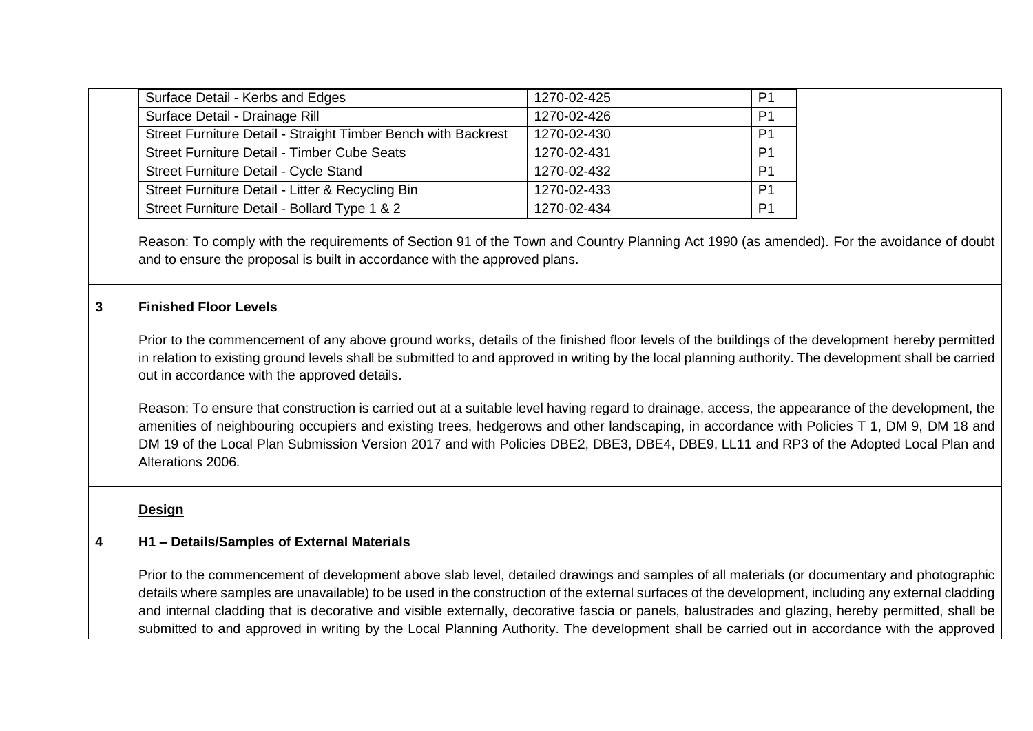| | | |
|---|---|---|
| Surface Detail - Kerbs and Edges | 1270-02-425 | P1 |
| Surface Detail - Drainage Rill | 1270-02-426 | P1 |
| Street Furniture Detail - Straight Timber Bench with Backrest | 1270-02-430 | P1 |
| Street Furniture Detail - Timber Cube Seats | 1270-02-431 | P1 |
| Street Furniture Detail - Cycle Stand | 1270-02-432 | P1 |
| Street Furniture Detail - Litter & Recycling Bin | 1270-02-433 | P1 |
| Street Furniture Detail - Bollard Type 1 & 2 | 1270-02-434 | P1 |

Reason: To comply with the requirements of Section 91 of the Town and Country Planning Act 1990 (as amended). For the avoidance of doubt and to ensure the proposal is built in accordance with the approved plans.

**3 Finished Floor Levels**

Prior to the commencement of any above ground works, details of the finished floor levels of the buildings of the development hereby permitted in relation to existing ground levels shall be submitted to and approved in writing by the local planning authority. The development shall be carried out in accordance with the approved details.

Reason: To ensure that construction is carried out at a suitable level having regard to drainage, access, the appearance of the development, the amenities of neighbouring occupiers and existing trees, hedgerows and other landscaping, in accordance with Policies T 1, DM 9, DM 18 and DM 19 of the Local Plan Submission Version 2017 and with Policies DBE2, DBE3, DBE4, DBE9, LL11 and RP3 of the Adopted Local Plan and Alterations 2006.

**<u>Design</u>**

**4 H1 – Details/Samples of External Materials**

Prior to the commencement of development above slab level, detailed drawings and samples of all materials (or documentary and photographic details where samples are unavailable) to be used in the construction of the external surfaces of the development, including any external cladding and internal cladding that is decorative and visible externally, decorative fascia or panels, balustrades and glazing, hereby permitted, shall be submitted to and approved in writing by the Local Planning Authority. The development shall be carried out in accordance with the approved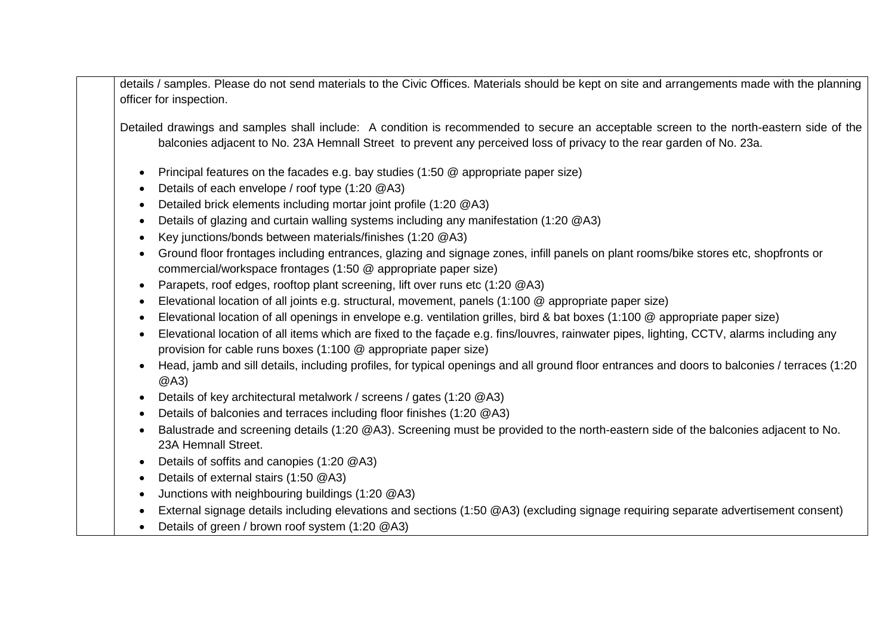| | |
|---|---|
| | details / samples. Please do not send materials to the Civic Offices. Materials should be kept on site and arrangements made with the planning officer for inspection.<br><br>Detailed drawings and samples shall include: A condition is recommended to secure an acceptable screen to the north-eastern side of the balconies adjacent to No. 23A Hemnall Street to prevent any perceived loss of privacy to the rear garden of No. 23a.<br><br>• Principal features on the facades e.g. bay studies (1:50 @ appropriate paper size)<br>• Details of each envelope / roof type (1:20 @A3)<br>• Detailed brick elements including mortar joint profile (1:20 @A3)<br>• Details of glazing and curtain walling systems including any manifestation (1:20 @A3)<br>• Key junctions/bonds between materials/finishes (1:20 @A3)<br>• Ground floor frontages including entrances, glazing and signage zones, infill panels on plant rooms/bike stores etc, shopfronts or commercial/workspace frontages (1:50 @ appropriate paper size)<br>• Parapets, roof edges, rooftop plant screening, lift over runs etc (1:20 @A3)<br>• Elevational location of all joints e.g. structural, movement, panels (1:100 @ appropriate paper size)<br>• Elevational location of all openings in envelope e.g. ventilation grilles, bird & bat boxes (1:100 @ appropriate paper size)<br>• Elevational location of all items which are fixed to the façade e.g. fins/louvres, rainwater pipes, lighting, CCTV, alarms including any provision for cable runs boxes (1:100 @ appropriate paper size)<br>• Head, jamb and sill details, including profiles, for typical openings and all ground floor entrances and doors to balconies / terraces (1:20 @A3)<br>• Details of key architectural metalwork / screens / gates (1:20 @A3)<br>• Details of balconies and terraces including floor finishes (1:20 @A3)<br>• Balustrade and screening details (1:20 @A3). Screening must be provided to the north-eastern side of the balconies adjacent to No. 23A Hemnall Street.<br>• Details of soffits and canopies (1:20 @A3)<br>• Details of external stairs (1:50 @A3)<br>• Junctions with neighbouring buildings (1:20 @A3)<br>• External signage details including elevations and sections (1:50 @A3) (excluding signage requiring separate advertisement consent)<br>• Details of green / brown roof system (1:20 @A3) |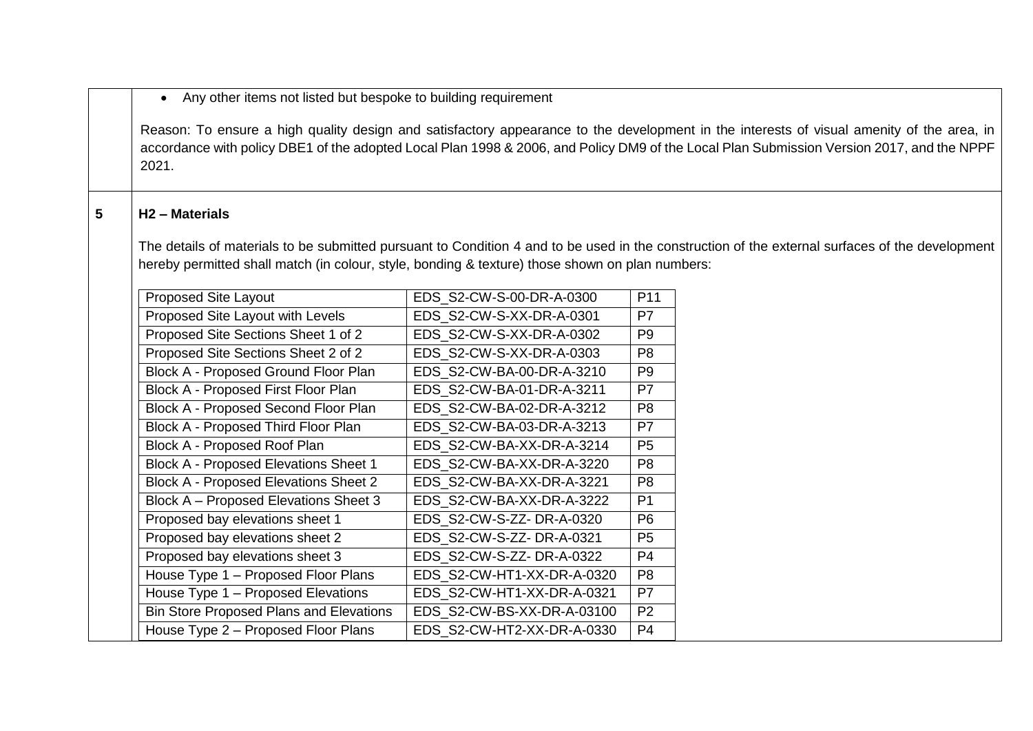- Any other items not listed but bespoke to building requirement

Reason: To ensure a high quality design and satisfactory appearance to the development in the interests of visual amenity of the area, in accordance with policy DBE1 of the adopted Local Plan 1998 & 2006, and Policy DM9 of the Local Plan Submission Version 2017, and the NPPF 2021.

**5**

**H2 – Materials**

The details of materials to be submitted pursuant to Condition 4 and to be used in the construction of the external surfaces of the development hereby permitted shall match (in colour, style, bonding & texture) those shown on plan numbers:

| Drawing | Number | Revision |
|---|---|---|
| Proposed Site Layout | EDS_S2-CW-S-00-DR-A-0300 | P11 |
| Proposed Site Layout with Levels | EDS_S2-CW-S-XX-DR-A-0301 | P7 |
| Proposed Site Sections Sheet 1 of 2 | EDS_S2-CW-S-XX-DR-A-0302 | P9 |
| Proposed Site Sections Sheet 2 of 2 | EDS_S2-CW-S-XX-DR-A-0303 | P8 |
| Block A - Proposed Ground Floor Plan | EDS_S2-CW-BA-00-DR-A-3210 | P9 |
| Block A - Proposed First Floor Plan | EDS_S2-CW-BA-01-DR-A-3211 | P7 |
| Block A - Proposed Second Floor Plan | EDS_S2-CW-BA-02-DR-A-3212 | P8 |
| Block A - Proposed Third Floor Plan | EDS_S2-CW-BA-03-DR-A-3213 | P7 |
| Block A - Proposed Roof Plan | EDS_S2-CW-BA-XX-DR-A-3214 | P5 |
| Block A - Proposed Elevations Sheet 1 | EDS_S2-CW-BA-XX-DR-A-3220 | P8 |
| Block A - Proposed Elevations Sheet 2 | EDS_S2-CW-BA-XX-DR-A-3221 | P8 |
| Block A – Proposed Elevations Sheet 3 | EDS_S2-CW-BA-XX-DR-A-3222 | P1 |
| Proposed bay elevations sheet 1 | EDS_S2-CW-S-ZZ- DR-A-0320 | P6 |
| Proposed bay elevations sheet 2 | EDS_S2-CW-S-ZZ- DR-A-0321 | P5 |
| Proposed bay elevations sheet 3 | EDS_S2-CW-S-ZZ- DR-A-0322 | P4 |
| House Type 1 – Proposed Floor Plans | EDS_S2-CW-HT1-XX-DR-A-0320 | P8 |
| House Type 1 – Proposed Elevations | EDS_S2-CW-HT1-XX-DR-A-0321 | P7 |
| Bin Store Proposed Plans and Elevations | EDS_S2-CW-BS-XX-DR-A-03100 | P2 |
| House Type 2 – Proposed Floor Plans | EDS_S2-CW-HT2-XX-DR-A-0330 | P4 |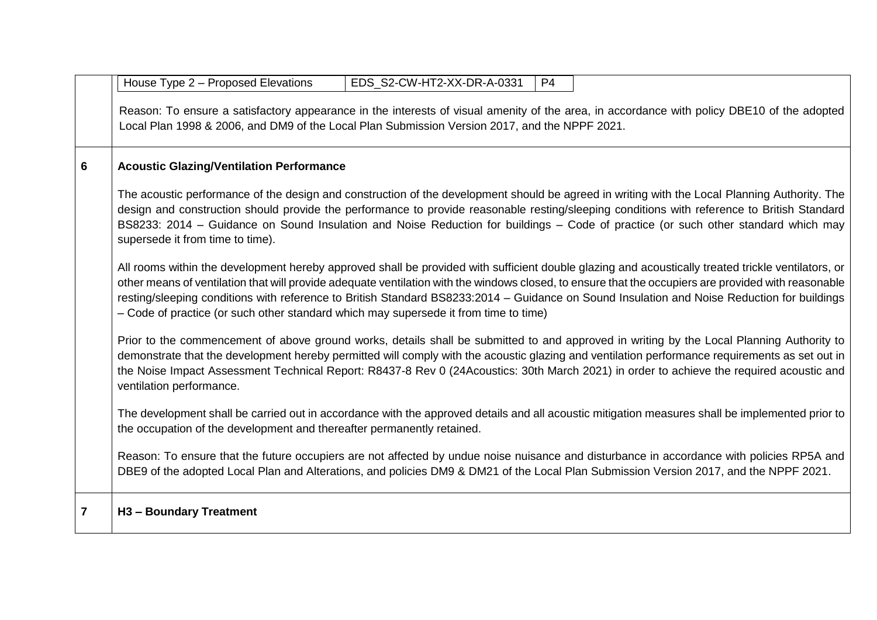| | | | |
|---|---|---|---|
| | House Type 2 – Proposed Elevations | EDS_S2-CW-HT2-XX-DR-A-0331 | P4 |

Reason: To ensure a satisfactory appearance in the interests of visual amenity of the area, in accordance with policy DBE10 of the adopted Local Plan 1998 & 2006, and DM9 of the Local Plan Submission Version 2017, and the NPPF 2021.

**6 Acoustic Glazing/Ventilation Performance**

The acoustic performance of the design and construction of the development should be agreed in writing with the Local Planning Authority. The design and construction should provide the performance to provide reasonable resting/sleeping conditions with reference to British Standard BS8233: 2014 – Guidance on Sound Insulation and Noise Reduction for buildings – Code of practice (or such other standard which may supersede it from time to time).

All rooms within the development hereby approved shall be provided with sufficient double glazing and acoustically treated trickle ventilators, or other means of ventilation that will provide adequate ventilation with the windows closed, to ensure that the occupiers are provided with reasonable resting/sleeping conditions with reference to British Standard BS8233:2014 – Guidance on Sound Insulation and Noise Reduction for buildings – Code of practice (or such other standard which may supersede it from time to time)

Prior to the commencement of above ground works, details shall be submitted to and approved in writing by the Local Planning Authority to demonstrate that the development hereby permitted will comply with the acoustic glazing and ventilation performance requirements as set out in the Noise Impact Assessment Technical Report: R8437-8 Rev 0 (24Acoustics: 30th March 2021) in order to achieve the required acoustic and ventilation performance.

The development shall be carried out in accordance with the approved details and all acoustic mitigation measures shall be implemented prior to the occupation of the development and thereafter permanently retained.

Reason: To ensure that the future occupiers are not affected by undue noise nuisance and disturbance in accordance with policies RP5A and DBE9 of the adopted Local Plan and Alterations, and policies DM9 & DM21 of the Local Plan Submission Version 2017, and the NPPF 2021.

**7 H3 – Boundary Treatment**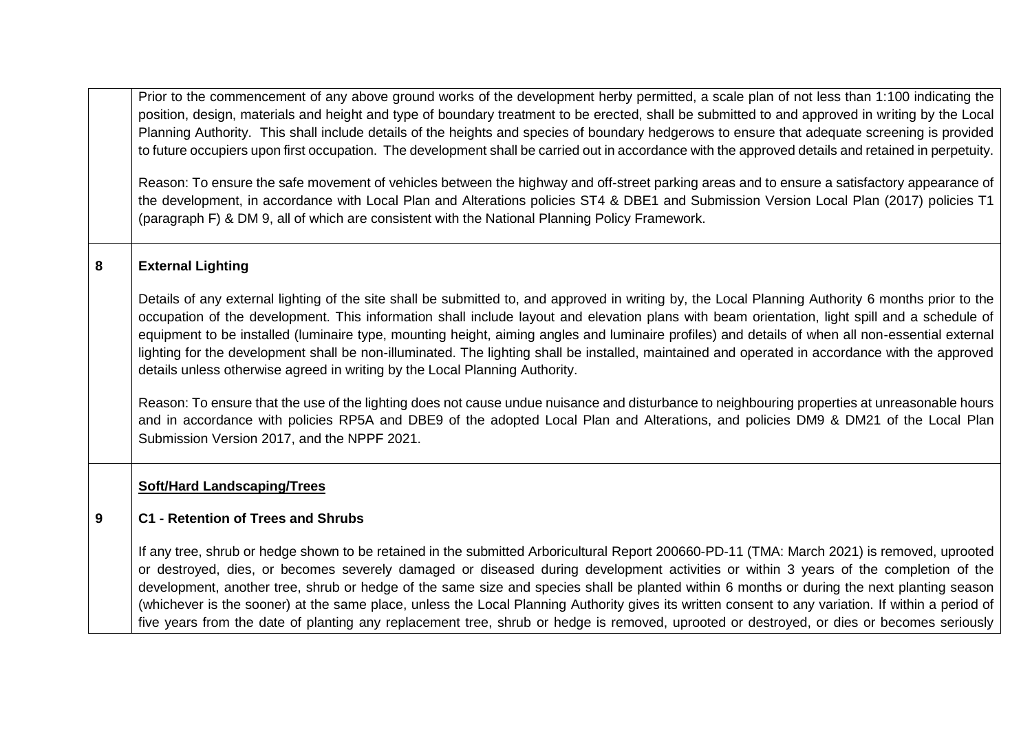| | |
|---|---|
| | Prior to the commencement of any above ground works of the development herby permitted, a scale plan of not less than 1:100 indicating the position, design, materials and height and type of boundary treatment to be erected, shall be submitted to and approved in writing by the Local Planning Authority. This shall include details of the heights and species of boundary hedgerows to ensure that adequate screening is provided to future occupiers upon first occupation. The development shall be carried out in accordance with the approved details and retained in perpetuity.<br><br>Reason: To ensure the safe movement of vehicles between the highway and off-street parking areas and to ensure a satisfactory appearance of the development, in accordance with Local Plan and Alterations policies ST4 & DBE1 and Submission Version Local Plan (2017) policies T1 (paragraph F) & DM 9, all of which are consistent with the National Planning Policy Framework. |
| **8** | **External Lighting**<br><br>Details of any external lighting of the site shall be submitted to, and approved in writing by, the Local Planning Authority 6 months prior to the occupation of the development. This information shall include layout and elevation plans with beam orientation, light spill and a schedule of equipment to be installed (luminaire type, mounting height, aiming angles and luminaire profiles) and details of when all non-essential external lighting for the development shall be non-illuminated. The lighting shall be installed, maintained and operated in accordance with the approved details unless otherwise agreed in writing by the Local Planning Authority.<br><br>Reason: To ensure that the use of the lighting does not cause undue nuisance and disturbance to neighbouring properties at unreasonable hours and in accordance with policies RP5A and DBE9 of the adopted Local Plan and Alterations, and policies DM9 & DM21 of the Local Plan Submission Version 2017, and the NPPF 2021. |
| **9** | **<u>Soft/Hard Landscaping/Trees</u>**<br><br>**C1 - Retention of Trees and Shrubs**<br><br>If any tree, shrub or hedge shown to be retained in the submitted Arboricultural Report 200660-PD-11 (TMA: March 2021) is removed, uprooted or destroyed, dies, or becomes severely damaged or diseased during development activities or within 3 years of the completion of the development, another tree, shrub or hedge of the same size and species shall be planted within 6 months or during the next planting season (whichever is the sooner) at the same place, unless the Local Planning Authority gives its written consent to any variation. If within a period of five years from the date of planting any replacement tree, shrub or hedge is removed, uprooted or destroyed, or dies or becomes seriously |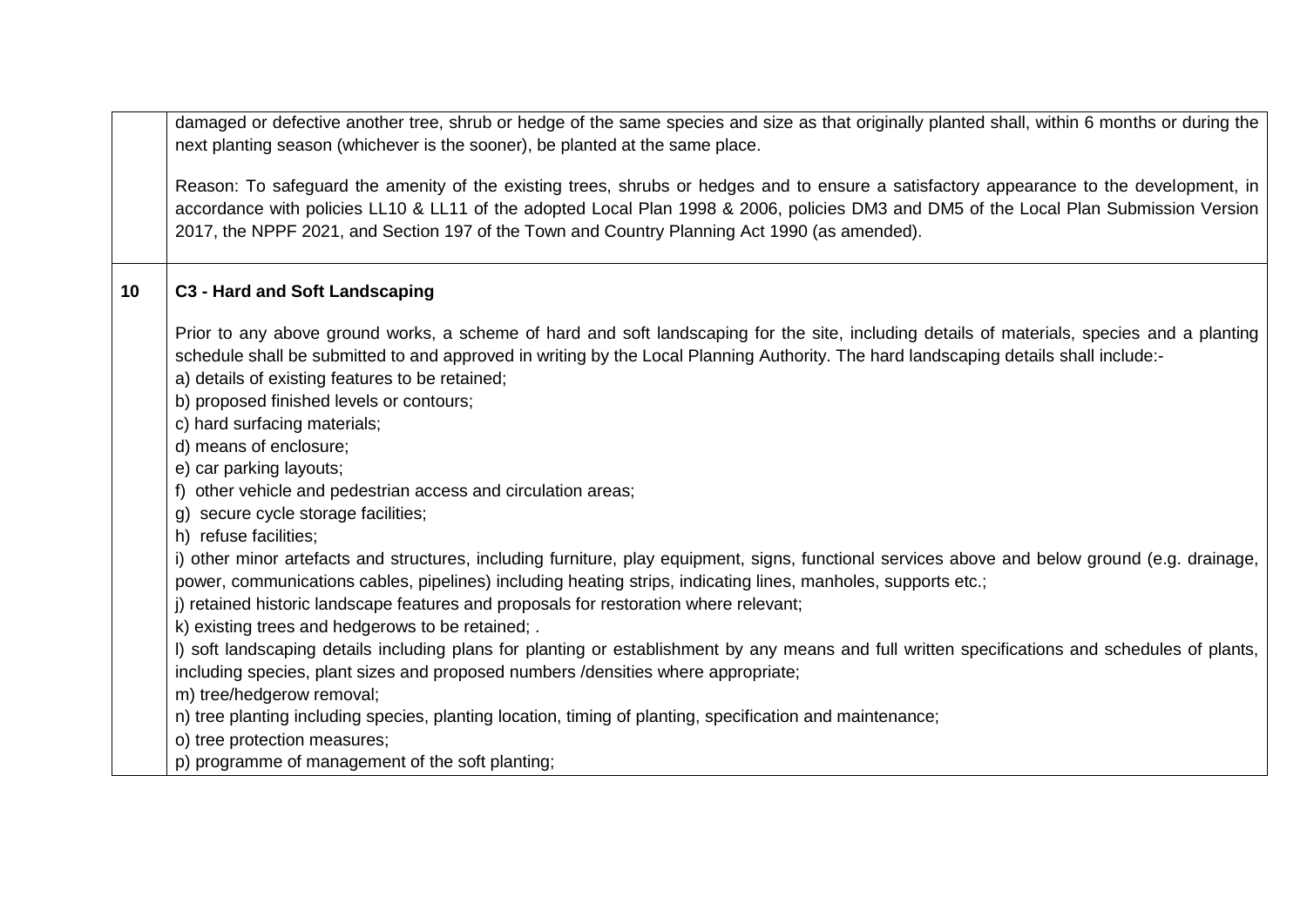| | |
|---|---|
| | damaged or defective another tree, shrub or hedge of the same species and size as that originally planted shall, within 6 months or during the next planting season (whichever is the sooner), be planted at the same place.<br><br>Reason: To safeguard the amenity of the existing trees, shrubs or hedges and to ensure a satisfactory appearance to the development, in accordance with policies LL10 & LL11 of the adopted Local Plan 1998 & 2006, policies DM3 and DM5 of the Local Plan Submission Version 2017, the NPPF 2021, and Section 197 of the Town and Country Planning Act 1990 (as amended). |
| **10** | **C3 - Hard and Soft Landscaping**<br><br>Prior to any above ground works, a scheme of hard and soft landscaping for the site, including details of materials, species and a planting schedule shall be submitted to and approved in writing by the Local Planning Authority. The hard landscaping details shall include:-<br>a) details of existing features to be retained;<br>b) proposed finished levels or contours;<br>c) hard surfacing materials;<br>d) means of enclosure;<br>e) car parking layouts;<br>f) other vehicle and pedestrian access and circulation areas;<br>g) secure cycle storage facilities;<br>h) refuse facilities;<br>i) other minor artefacts and structures, including furniture, play equipment, signs, functional services above and below ground (e.g. drainage, power, communications cables, pipelines) including heating strips, indicating lines, manholes, supports etc.;<br>j) retained historic landscape features and proposals for restoration where relevant;<br>k) existing trees and hedgerows to be retained; .<br>l) soft landscaping details including plans for planting or establishment by any means and full written specifications and schedules of plants, including species, plant sizes and proposed numbers /densities where appropriate;<br>m) tree/hedgerow removal;<br>n) tree planting including species, planting location, timing of planting, specification and maintenance;<br>o) tree protection measures;<br>p) programme of management of the soft planting; |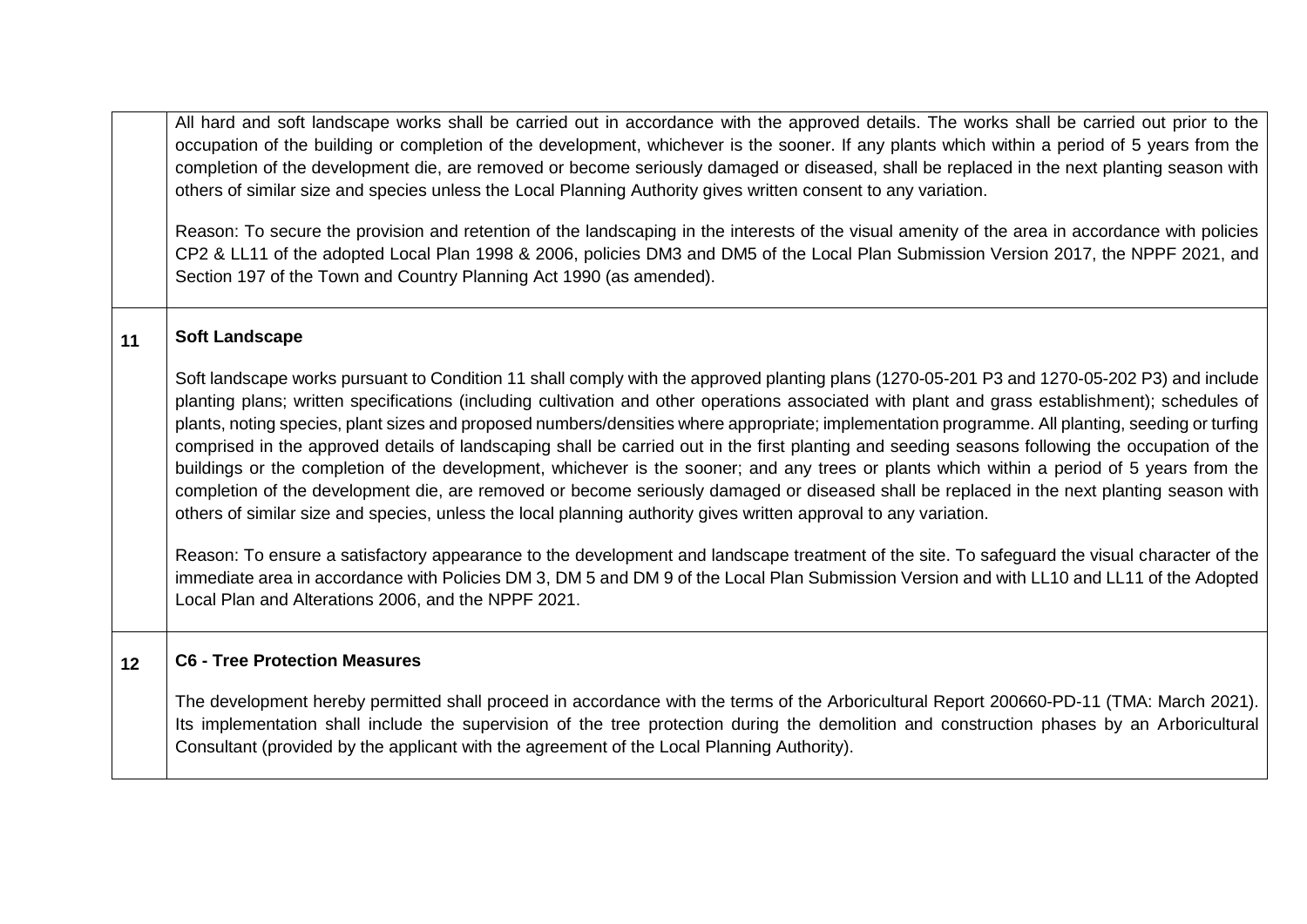| | |
|---|---|
| | All hard and soft landscape works shall be carried out in accordance with the approved details. The works shall be carried out prior to the occupation of the building or completion of the development, whichever is the sooner. If any plants which within a period of 5 years from the completion of the development die, are removed or become seriously damaged or diseased, shall be replaced in the next planting season with others of similar size and species unless the Local Planning Authority gives written consent to any variation.<br><br>Reason: To secure the provision and retention of the landscaping in the interests of the visual amenity of the area in accordance with policies CP2 & LL11 of the adopted Local Plan 1998 & 2006, policies DM3 and DM5 of the Local Plan Submission Version 2017, the NPPF 2021, and Section 197 of the Town and Country Planning Act 1990 (as amended). |
| **11** | **Soft Landscape**<br><br>Soft landscape works pursuant to Condition 11 shall comply with the approved planting plans (1270-05-201 P3 and 1270-05-202 P3) and include planting plans; written specifications (including cultivation and other operations associated with plant and grass establishment); schedules of plants, noting species, plant sizes and proposed numbers/densities where appropriate; implementation programme. All planting, seeding or turfing comprised in the approved details of landscaping shall be carried out in the first planting and seeding seasons following the occupation of the buildings or the completion of the development, whichever is the sooner; and any trees or plants which within a period of 5 years from the completion of the development die, are removed or become seriously damaged or diseased shall be replaced in the next planting season with others of similar size and species, unless the local planning authority gives written approval to any variation.<br><br>Reason: To ensure a satisfactory appearance to the development and landscape treatment of the site. To safeguard the visual character of the immediate area in accordance with Policies DM 3, DM 5 and DM 9 of the Local Plan Submission Version and with LL10 and LL11 of the Adopted Local Plan and Alterations 2006, and the NPPF 2021. |
| **12** | **C6 - Tree Protection Measures**<br><br>The development hereby permitted shall proceed in accordance with the terms of the Arboricultural Report 200660-PD-11 (TMA: March 2021). Its implementation shall include the supervision of the tree protection during the demolition and construction phases by an Arboricultural Consultant (provided by the applicant with the agreement of the Local Planning Authority). |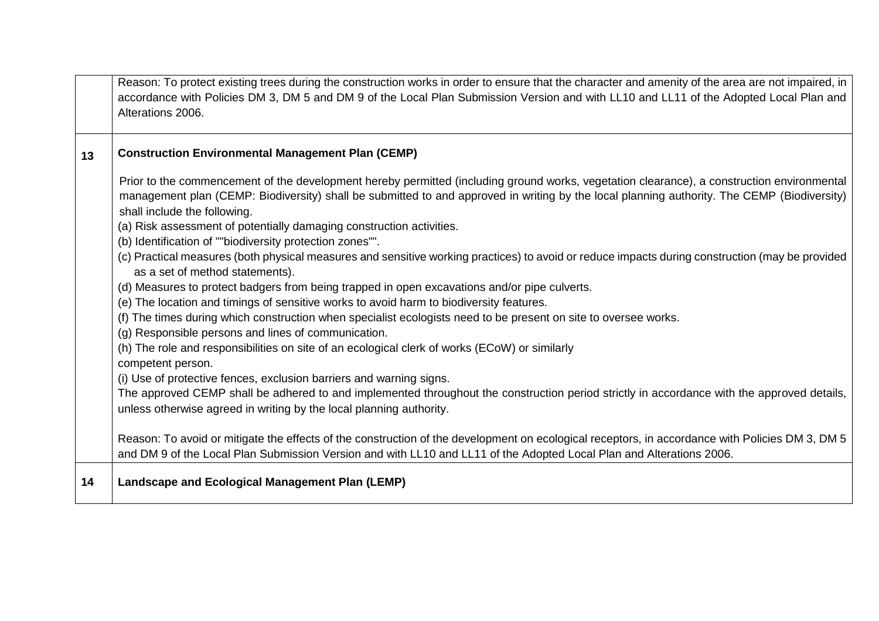| | |
|---|---|
| | Reason: To protect existing trees during the construction works in order to ensure that the character and amenity of the area are not impaired, in accordance with Policies DM 3, DM 5 and DM 9 of the Local Plan Submission Version and with LL10 and LL11 of the Adopted Local Plan and Alterations 2006. |
| **13** | **Construction Environmental Management Plan (CEMP)**<br><br>Prior to the commencement of the development hereby permitted (including ground works, vegetation clearance), a construction environmental management plan (CEMP: Biodiversity) shall be submitted to and approved in writing by the local planning authority. The CEMP (Biodiversity) shall include the following.<br>(a) Risk assessment of potentially damaging construction activities.<br>(b) Identification of ""biodiversity protection zones"".<br>(c) Practical measures (both physical measures and sensitive working practices) to avoid or reduce impacts during construction (may be provided as a set of method statements).<br>(d) Measures to protect badgers from being trapped in open excavations and/or pipe culverts.<br>(e) The location and timings of sensitive works to avoid harm to biodiversity features.<br>(f) The times during which construction when specialist ecologists need to be present on site to oversee works.<br>(g) Responsible persons and lines of communication.<br>(h) The role and responsibilities on site of an ecological clerk of works (ECoW) or similarly competent person.<br>(i) Use of protective fences, exclusion barriers and warning signs.<br>The approved CEMP shall be adhered to and implemented throughout the construction period strictly in accordance with the approved details, unless otherwise agreed in writing by the local planning authority.<br><br>Reason: To avoid or mitigate the effects of the construction of the development on ecological receptors, in accordance with Policies DM 3, DM 5 and DM 9 of the Local Plan Submission Version and with LL10 and LL11 of the Adopted Local Plan and Alterations 2006. |
| **14** | **Landscape and Ecological Management Plan (LEMP)** |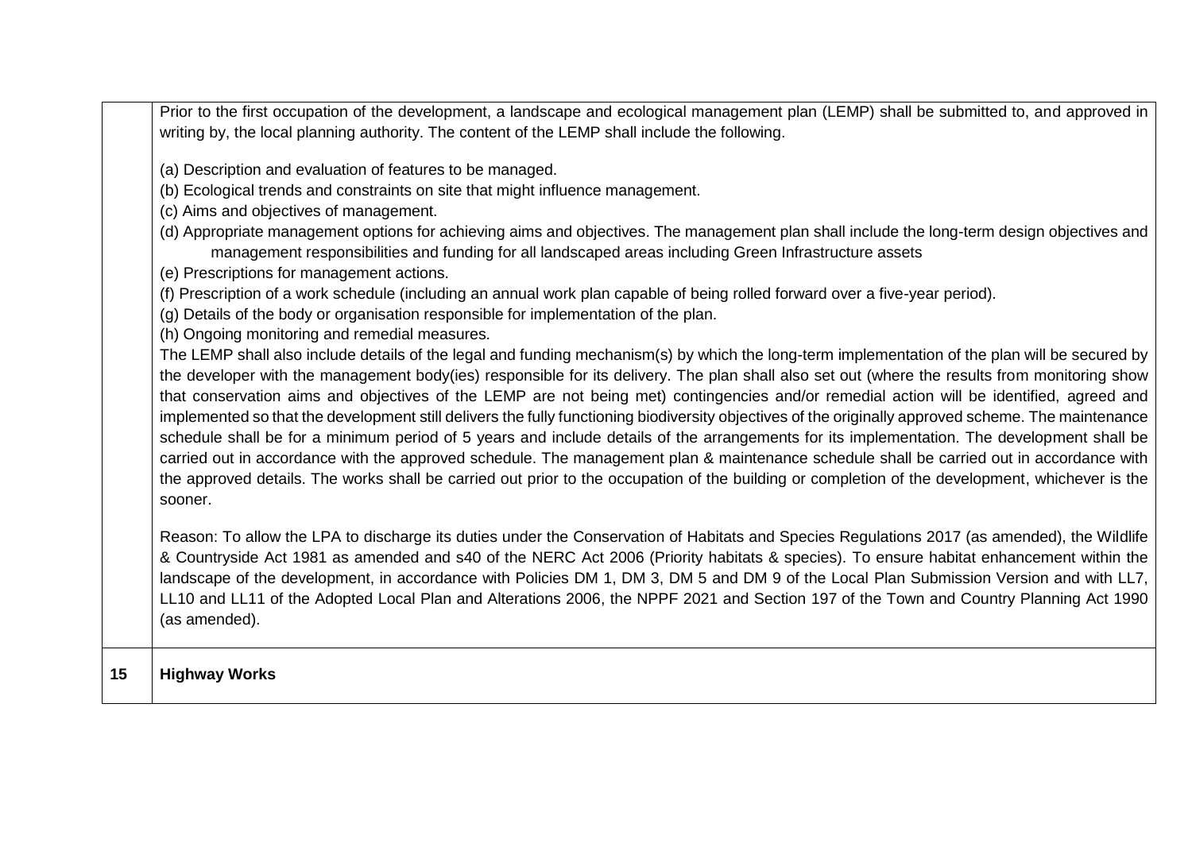| | |
|---|---|
| | Prior to the first occupation of the development, a landscape and ecological management plan (LEMP) shall be submitted to, and approved in writing by, the local planning authority. The content of the LEMP shall include the following.<br><br>(a) Description and evaluation of features to be managed.<br>(b) Ecological trends and constraints on site that might influence management.<br>(c) Aims and objectives of management.<br>(d) Appropriate management options for achieving aims and objectives. The management plan shall include the long-term design objectives and management responsibilities and funding for all landscaped areas including Green Infrastructure assets<br>(e) Prescriptions for management actions.<br>(f) Prescription of a work schedule (including an annual work plan capable of being rolled forward over a five-year period).<br>(g) Details of the body or organisation responsible for implementation of the plan.<br>(h) Ongoing monitoring and remedial measures.<br>The LEMP shall also include details of the legal and funding mechanism(s) by which the long-term implementation of the plan will be secured by the developer with the management body(ies) responsible for its delivery. The plan shall also set out (where the results from monitoring show that conservation aims and objectives of the LEMP are not being met) contingencies and/or remedial action will be identified, agreed and implemented so that the development still delivers the fully functioning biodiversity objectives of the originally approved scheme. The maintenance schedule shall be for a minimum period of 5 years and include details of the arrangements for its implementation. The development shall be carried out in accordance with the approved schedule. The management plan & maintenance schedule shall be carried out in accordance with the approved details. The works shall be carried out prior to the occupation of the building or completion of the development, whichever is the sooner.<br><br>Reason: To allow the LPA to discharge its duties under the Conservation of Habitats and Species Regulations 2017 (as amended), the Wildlife & Countryside Act 1981 as amended and s40 of the NERC Act 2006 (Priority habitats & species). To ensure habitat enhancement within the landscape of the development, in accordance with Policies DM 1, DM 3, DM 5 and DM 9 of the Local Plan Submission Version and with LL7, LL10 and LL11 of the Adopted Local Plan and Alterations 2006, the NPPF 2021 and Section 197 of the Town and Country Planning Act 1990 (as amended). |
| **15** | **Highway Works** |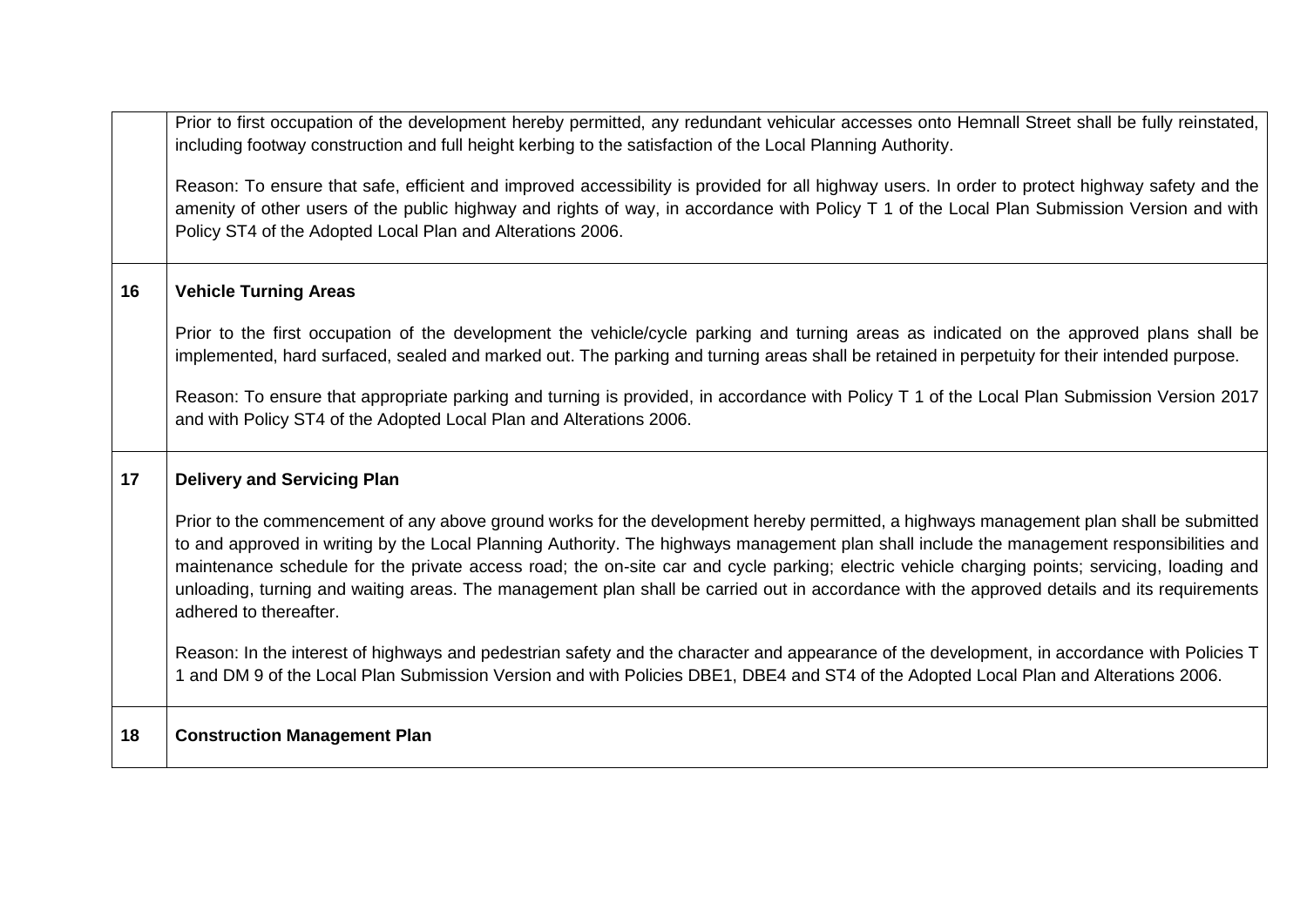| | |
|---|---|
| | Prior to first occupation of the development hereby permitted, any redundant vehicular accesses onto Hemnall Street shall be fully reinstated, including footway construction and full height kerbing to the satisfaction of the Local Planning Authority.<br><br>Reason: To ensure that safe, efficient and improved accessibility is provided for all highway users. In order to protect highway safety and the amenity of other users of the public highway and rights of way, in accordance with Policy T 1 of the Local Plan Submission Version and with Policy ST4 of the Adopted Local Plan and Alterations 2006. |
| **16** | **Vehicle Turning Areas**<br><br>Prior to the first occupation of the development the vehicle/cycle parking and turning areas as indicated on the approved plans shall be implemented, hard surfaced, sealed and marked out. The parking and turning areas shall be retained in perpetuity for their intended purpose.<br><br>Reason: To ensure that appropriate parking and turning is provided, in accordance with Policy T 1 of the Local Plan Submission Version 2017 and with Policy ST4 of the Adopted Local Plan and Alterations 2006. |
| **17** | **Delivery and Servicing Plan**<br><br>Prior to the commencement of any above ground works for the development hereby permitted, a highways management plan shall be submitted to and approved in writing by the Local Planning Authority. The highways management plan shall include the management responsibilities and maintenance schedule for the private access road; the on-site car and cycle parking; electric vehicle charging points; servicing, loading and unloading, turning and waiting areas. The management plan shall be carried out in accordance with the approved details and its requirements adhered to thereafter.<br><br>Reason: In the interest of highways and pedestrian safety and the character and appearance of the development, in accordance with Policies T 1 and DM 9 of the Local Plan Submission Version and with Policies DBE1, DBE4 and ST4 of the Adopted Local Plan and Alterations 2006. |
| **18** | **Construction Management Plan** |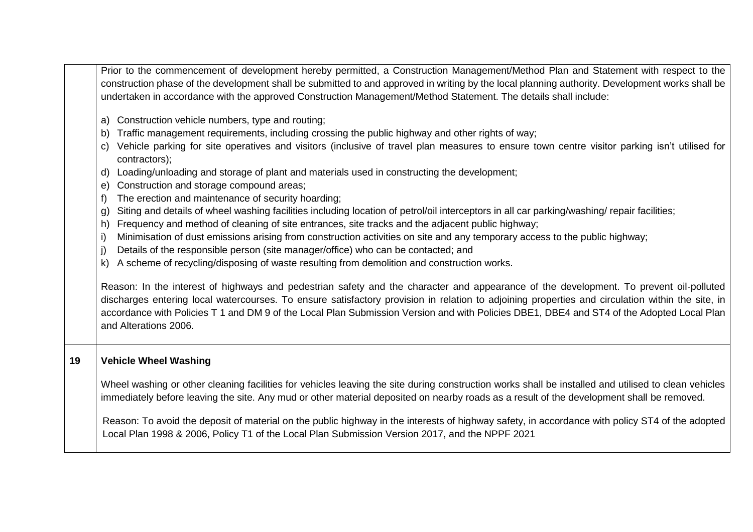| | |
|---|---|
| | Prior to the commencement of development hereby permitted, a Construction Management/Method Plan and Statement with respect to the construction phase of the development shall be submitted to and approved in writing by the local planning authority. Development works shall be undertaken in accordance with the approved Construction Management/Method Statement. The details shall include:<br><br>a) Construction vehicle numbers, type and routing;<br>b) Traffic management requirements, including crossing the public highway and other rights of way;<br>c) Vehicle parking for site operatives and visitors (inclusive of travel plan measures to ensure town centre visitor parking isn't utilised for contractors);<br>d) Loading/unloading and storage of plant and materials used in constructing the development;<br>e) Construction and storage compound areas;<br>f) The erection and maintenance of security hoarding;<br>g) Siting and details of wheel washing facilities including location of petrol/oil interceptors in all car parking/washing/ repair facilities;<br>h) Frequency and method of cleaning of site entrances, site tracks and the adjacent public highway;<br>i) Minimisation of dust emissions arising from construction activities on site and any temporary access to the public highway;<br>j) Details of the responsible person (site manager/office) who can be contacted; and<br>k) A scheme of recycling/disposing of waste resulting from demolition and construction works.<br><br>Reason: In the interest of highways and pedestrian safety and the character and appearance of the development. To prevent oil-polluted discharges entering local watercourses. To ensure satisfactory provision in relation to adjoining properties and circulation within the site, in accordance with Policies T 1 and DM 9 of the Local Plan Submission Version and with Policies DBE1, DBE4 and ST4 of the Adopted Local Plan and Alterations 2006. |
| **19** | **Vehicle Wheel Washing**<br><br>Wheel washing or other cleaning facilities for vehicles leaving the site during construction works shall be installed and utilised to clean vehicles immediately before leaving the site. Any mud or other material deposited on nearby roads as a result of the development shall be removed.<br><br>Reason: To avoid the deposit of material on the public highway in the interests of highway safety, in accordance with policy ST4 of the adopted Local Plan 1998 & 2006, Policy T1 of the Local Plan Submission Version 2017, and the NPPF 2021 |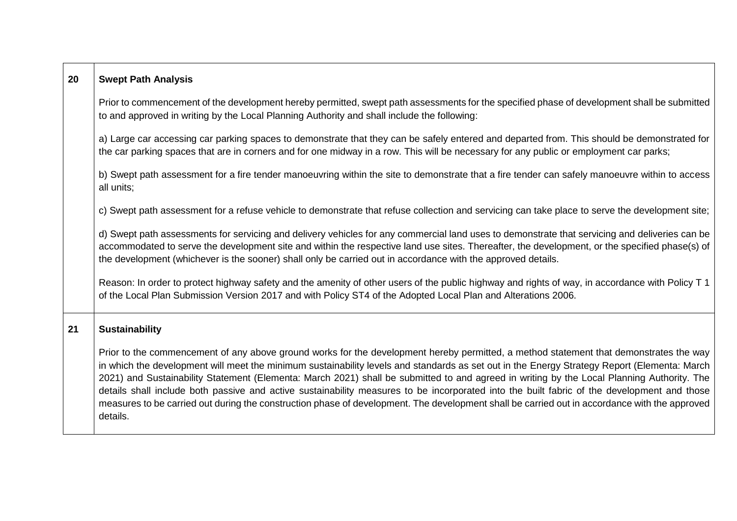| | |
|---|---|
| **20** | **Swept Path Analysis**<br><br>Prior to commencement of the development hereby permitted, swept path assessments for the specified phase of development shall be submitted to and approved in writing by the Local Planning Authority and shall include the following:<br><br>a) Large car accessing car parking spaces to demonstrate that they can be safely entered and departed from. This should be demonstrated for the car parking spaces that are in corners and for one midway in a row. This will be necessary for any public or employment car parks;<br><br>b) Swept path assessment for a fire tender manoeuvring within the site to demonstrate that a fire tender can safely manoeuvre within to access all units;<br><br>c) Swept path assessment for a refuse vehicle to demonstrate that refuse collection and servicing can take place to serve the development site;<br><br>d) Swept path assessments for servicing and delivery vehicles for any commercial land uses to demonstrate that servicing and deliveries can be accommodated to serve the development site and within the respective land use sites. Thereafter, the development, or the specified phase(s) of the development (whichever is the sooner) shall only be carried out in accordance with the approved details.<br><br>Reason: In order to protect highway safety and the amenity of other users of the public highway and rights of way, in accordance with Policy T 1 of the Local Plan Submission Version 2017 and with Policy ST4 of the Adopted Local Plan and Alterations 2006. |
| **21** | **Sustainability**<br><br>Prior to the commencement of any above ground works for the development hereby permitted, a method statement that demonstrates the way in which the development will meet the minimum sustainability levels and standards as set out in the Energy Strategy Report (Elementa: March 2021) and Sustainability Statement (Elementa: March 2021) shall be submitted to and agreed in writing by the Local Planning Authority. The details shall include both passive and active sustainability measures to be incorporated into the built fabric of the development and those measures to be carried out during the construction phase of development. The development shall be carried out in accordance with the approved details. |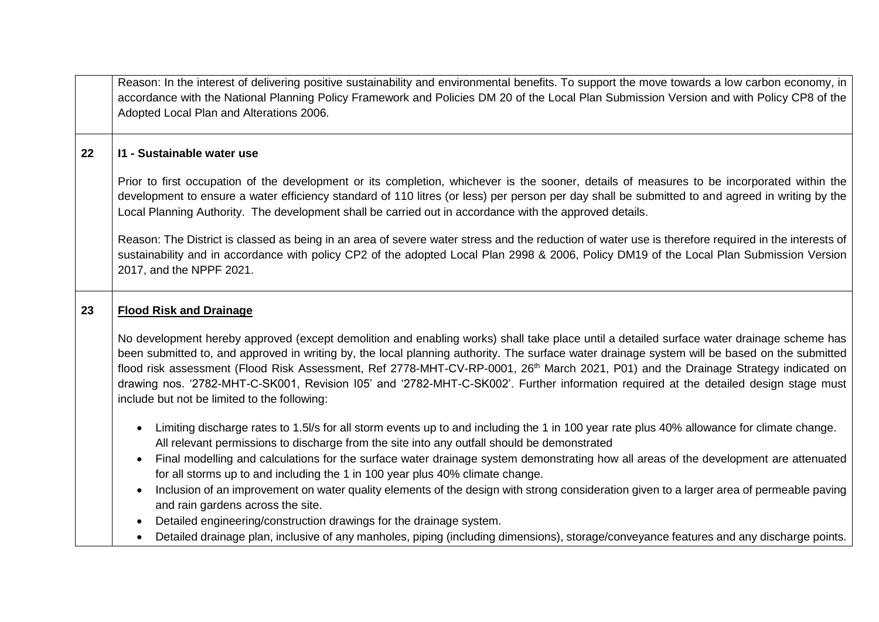| | |
|---|---|
| | Reason: In the interest of delivering positive sustainability and environmental benefits. To support the move towards a low carbon economy, in accordance with the National Planning Policy Framework and Policies DM 20 of the Local Plan Submission Version and with Policy CP8 of the Adopted Local Plan and Alterations 2006. |
| 22 | **I1 - Sustainable water use**<br><br>Prior to first occupation of the development or its completion, whichever is the sooner, details of measures to be incorporated within the development to ensure a water efficiency standard of 110 litres (or less) per person per day shall be submitted to and agreed in writing by the Local Planning Authority. The development shall be carried out in accordance with the approved details.<br><br>Reason: The District is classed as being in an area of severe water stress and the reduction of water use is therefore required in the interests of sustainability and in accordance with policy CP2 of the adopted Local Plan 2998 & 2006, Policy DM19 of the Local Plan Submission Version 2017, and the NPPF 2021. |
| 23 | **<u>Flood Risk and Drainage</u>**<br><br>No development hereby approved (except demolition and enabling works) shall take place until a detailed surface water drainage scheme has been submitted to, and approved in writing by, the local planning authority. The surface water drainage system will be based on the submitted flood risk assessment (Flood Risk Assessment, Ref 2778-MHT-CV-RP-0001, 26th March 2021, P01) and the Drainage Strategy indicated on drawing nos. '2782-MHT-C-SK001, Revision I05' and '2782-MHT-C-SK002'. Further information required at the detailed design stage must include but not be limited to the following:<br><br>• Limiting discharge rates to 1.5l/s for all storm events up to and including the 1 in 100 year rate plus 40% allowance for climate change. All relevant permissions to discharge from the site into any outfall should be demonstrated<br>• Final modelling and calculations for the surface water drainage system demonstrating how all areas of the development are attenuated for all storms up to and including the 1 in 100 year plus 40% climate change.<br>• Inclusion of an improvement on water quality elements of the design with strong consideration given to a larger area of permeable paving and rain gardens across the site.<br>• Detailed engineering/construction drawings for the drainage system.<br>• Detailed drainage plan, inclusive of any manholes, piping (including dimensions), storage/conveyance features and any discharge points. |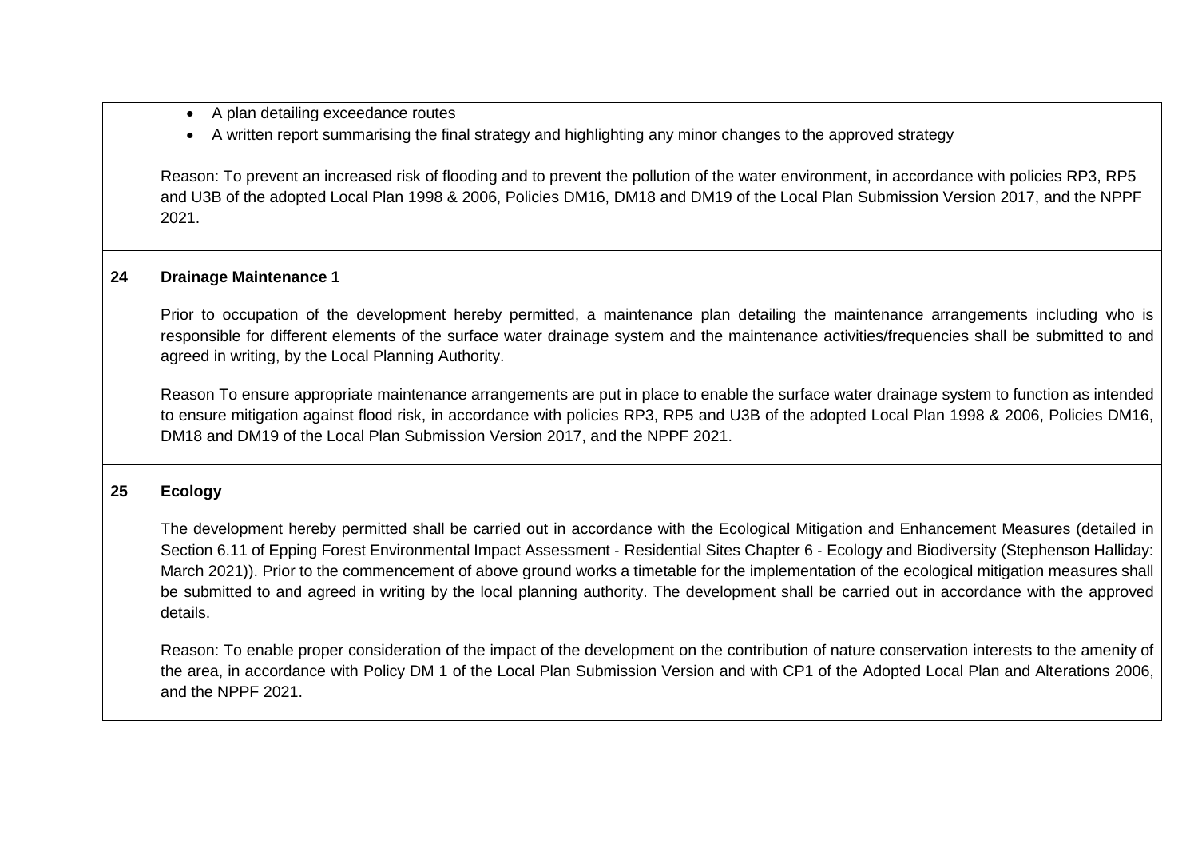| | |
|---|---|
| | • A plan detailing exceedance routes<br>• A written report summarising the final strategy and highlighting any minor changes to the approved strategy<br><br>Reason: To prevent an increased risk of flooding and to prevent the pollution of the water environment, in accordance with policies RP3, RP5 and U3B of the adopted Local Plan 1998 & 2006, Policies DM16, DM18 and DM19 of the Local Plan Submission Version 2017, and the NPPF 2021. |
| **24** | **Drainage Maintenance 1**<br><br>Prior to occupation of the development hereby permitted, a maintenance plan detailing the maintenance arrangements including who is responsible for different elements of the surface water drainage system and the maintenance activities/frequencies shall be submitted to and agreed in writing, by the Local Planning Authority.<br><br>Reason To ensure appropriate maintenance arrangements are put in place to enable the surface water drainage system to function as intended to ensure mitigation against flood risk, in accordance with policies RP3, RP5 and U3B of the adopted Local Plan 1998 & 2006, Policies DM16, DM18 and DM19 of the Local Plan Submission Version 2017, and the NPPF 2021. |
| **25** | **Ecology**<br><br>The development hereby permitted shall be carried out in accordance with the Ecological Mitigation and Enhancement Measures (detailed in Section 6.11 of Epping Forest Environmental Impact Assessment - Residential Sites Chapter 6 - Ecology and Biodiversity (Stephenson Halliday: March 2021)). Prior to the commencement of above ground works a timetable for the implementation of the ecological mitigation measures shall be submitted to and agreed in writing by the local planning authority. The development shall be carried out in accordance with the approved details.<br><br>Reason: To enable proper consideration of the impact of the development on the contribution of nature conservation interests to the amenity of the area, in accordance with Policy DM 1 of the Local Plan Submission Version and with CP1 of the Adopted Local Plan and Alterations 2006, and the NPPF 2021. |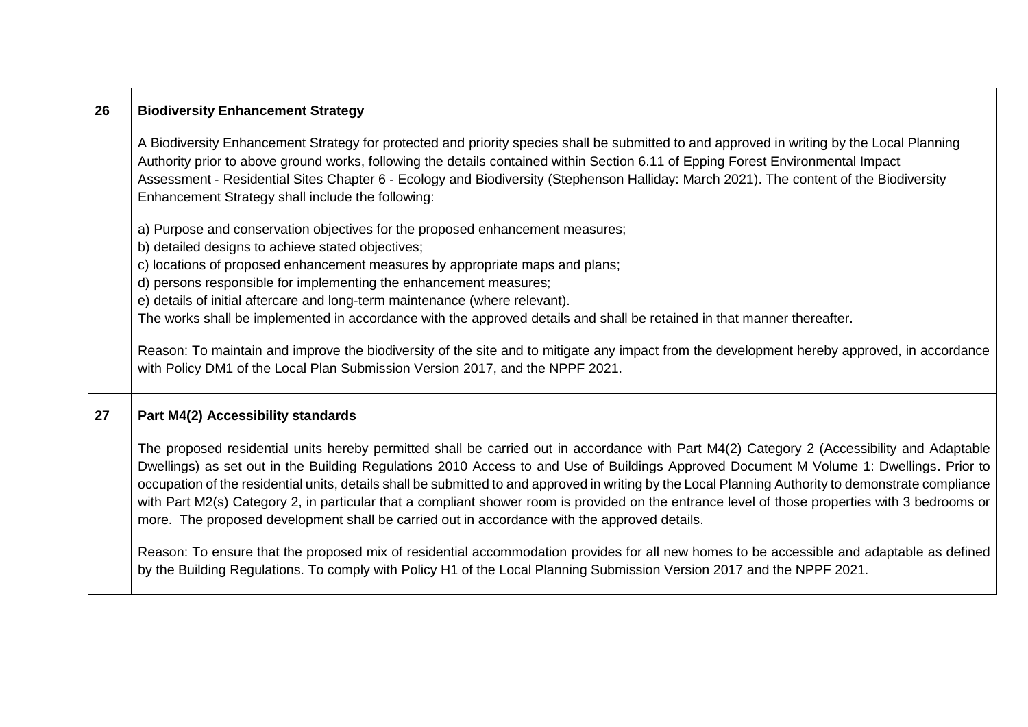| | |
|---|---|
| **26** | **Biodiversity Enhancement Strategy**<br><br>A Biodiversity Enhancement Strategy for protected and priority species shall be submitted to and approved in writing by the Local Planning Authority prior to above ground works, following the details contained within Section 6.11 of Epping Forest Environmental Impact Assessment - Residential Sites Chapter 6 - Ecology and Biodiversity (Stephenson Halliday: March 2021). The content of the Biodiversity Enhancement Strategy shall include the following:<br><br>a) Purpose and conservation objectives for the proposed enhancement measures;<br>b) detailed designs to achieve stated objectives;<br>c) locations of proposed enhancement measures by appropriate maps and plans;<br>d) persons responsible for implementing the enhancement measures;<br>e) details of initial aftercare and long-term maintenance (where relevant).<br>The works shall be implemented in accordance with the approved details and shall be retained in that manner thereafter.<br><br>Reason: To maintain and improve the biodiversity of the site and to mitigate any impact from the development hereby approved, in accordance with Policy DM1 of the Local Plan Submission Version 2017, and the NPPF 2021. |
| **27** | **Part M4(2) Accessibility standards**<br><br>The proposed residential units hereby permitted shall be carried out in accordance with Part M4(2) Category 2 (Accessibility and Adaptable Dwellings) as set out in the Building Regulations 2010 Access to and Use of Buildings Approved Document M Volume 1: Dwellings. Prior to occupation of the residential units, details shall be submitted to and approved in writing by the Local Planning Authority to demonstrate compliance with Part M2(s) Category 2, in particular that a compliant shower room is provided on the entrance level of those properties with 3 bedrooms or more. The proposed development shall be carried out in accordance with the approved details.<br><br>Reason: To ensure that the proposed mix of residential accommodation provides for all new homes to be accessible and adaptable as defined by the Building Regulations. To comply with Policy H1 of the Local Planning Submission Version 2017 and the NPPF 2021. |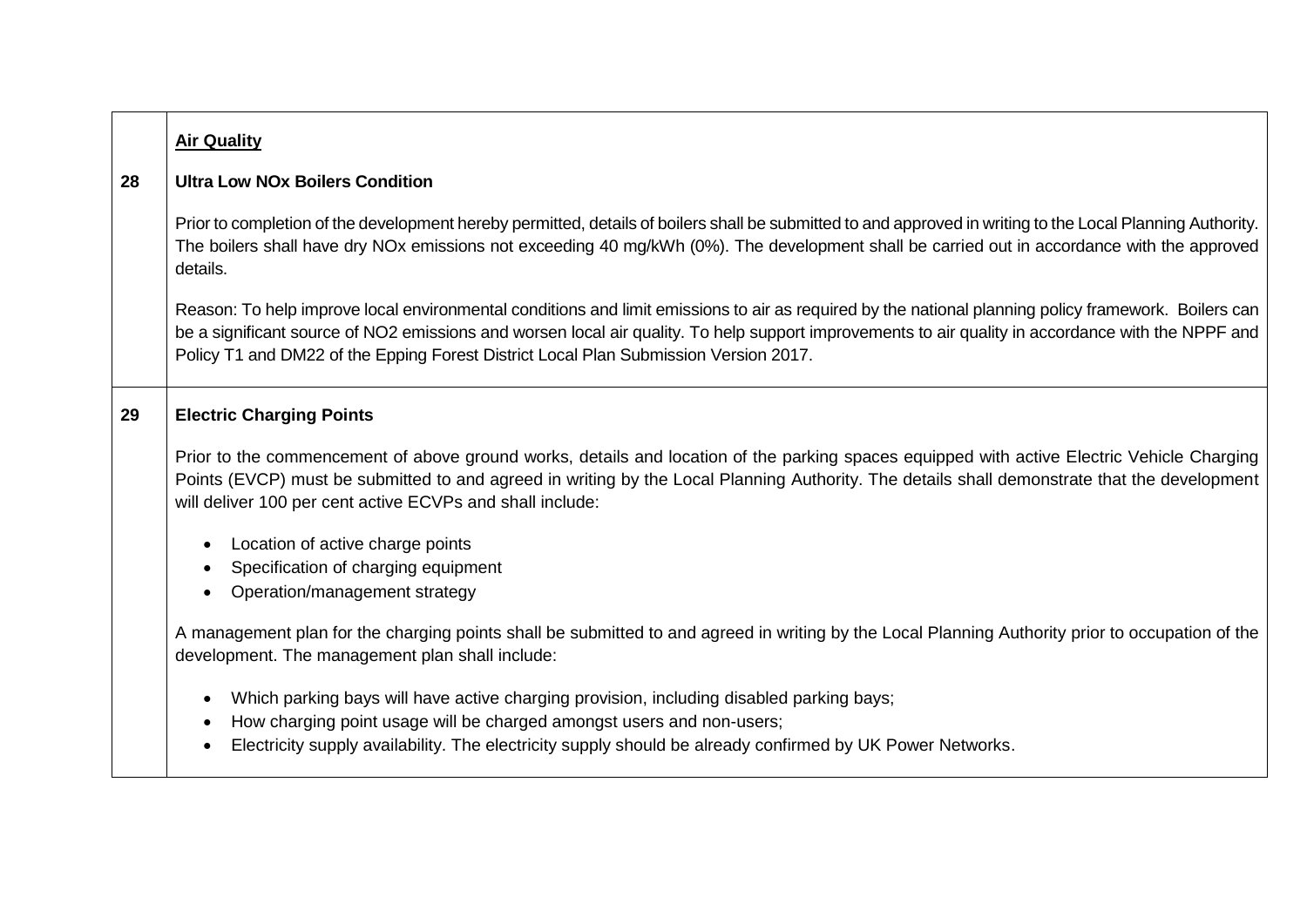| | |
|---|---|
| | **Air Quality** |
| **28** | **Ultra Low NOx Boilers Condition**<br><br>Prior to completion of the development hereby permitted, details of boilers shall be submitted to and approved in writing to the Local Planning Authority. The boilers shall have dry NOx emissions not exceeding 40 mg/kWh (0%). The development shall be carried out in accordance with the approved details.<br><br>Reason: To help improve local environmental conditions and limit emissions to air as required by the national planning policy framework. Boilers can be a significant source of $NO_2$ emissions and worsen local air quality. To help support improvements to air quality in accordance with the NPPF and Policy T1 and DM22 of the Epping Forest District Local Plan Submission Version 2017. |
| **29** | **Electric Charging Points**<br><br>Prior to the commencement of above ground works, details and location of the parking spaces equipped with active Electric Vehicle Charging Points (EVCP) must be submitted to and agreed in writing by the Local Planning Authority. The details shall demonstrate that the development will deliver 100 per cent active ECVPs and shall include:<br><br>• Location of active charge points<br>• Specification of charging equipment<br>• Operation/management strategy<br><br>A management plan for the charging points shall be submitted to and agreed in writing by the Local Planning Authority prior to occupation of the development. The management plan shall include:<br><br>• Which parking bays will have active charging provision, including disabled parking bays;<br>• How charging point usage will be charged amongst users and non-users;<br>• Electricity supply availability. The electricity supply should be already confirmed by UK Power Networks. |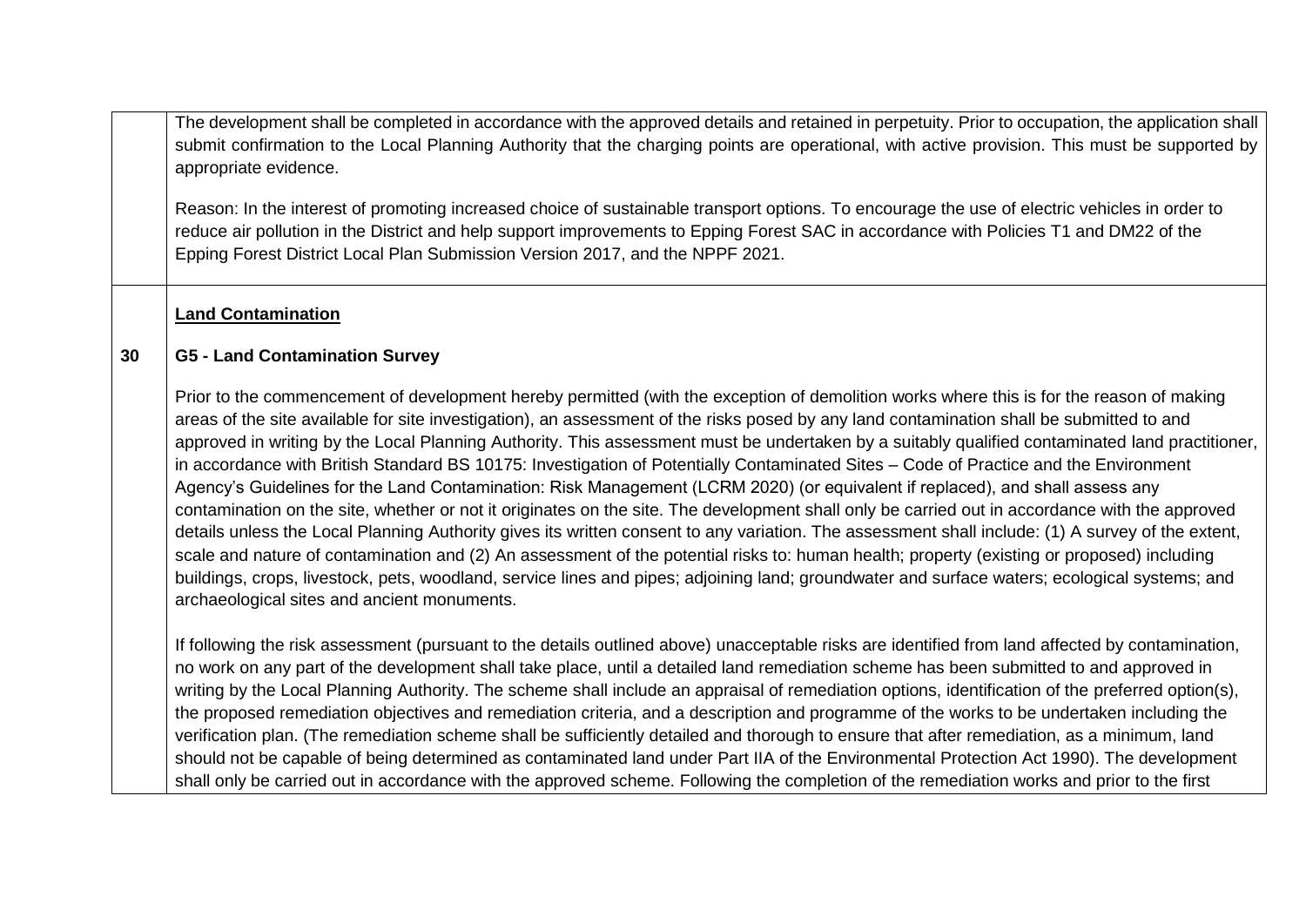| | |
|---|---|
| | The development shall be completed in accordance with the approved details and retained in perpetuity. Prior to occupation, the application shall submit confirmation to the Local Planning Authority that the charging points are operational, with active provision. This must be supported by appropriate evidence.<br><br>Reason: In the interest of promoting increased choice of sustainable transport options. To encourage the use of electric vehicles in order to reduce air pollution in the District and help support improvements to Epping Forest SAC in accordance with Policies T1 and DM22 of the Epping Forest District Local Plan Submission Version 2017, and the NPPF 2021. |
| **30** | **<u>Land Contamination</u>**<br><br>**G5 - Land Contamination Survey**<br><br>Prior to the commencement of development hereby permitted (with the exception of demolition works where this is for the reason of making areas of the site available for site investigation), an assessment of the risks posed by any land contamination shall be submitted to and approved in writing by the Local Planning Authority. This assessment must be undertaken by a suitably qualified contaminated land practitioner, in accordance with British Standard BS 10175: Investigation of Potentially Contaminated Sites – Code of Practice and the Environment Agency's Guidelines for the Land Contamination: Risk Management (LCRM 2020) (or equivalent if replaced), and shall assess any contamination on the site, whether or not it originates on the site. The development shall only be carried out in accordance with the approved details unless the Local Planning Authority gives its written consent to any variation. The assessment shall include: (1) A survey of the extent, scale and nature of contamination and (2) An assessment of the potential risks to: human health; property (existing or proposed) including buildings, crops, livestock, pets, woodland, service lines and pipes; adjoining land; groundwater and surface waters; ecological systems; and archaeological sites and ancient monuments.<br><br>If following the risk assessment (pursuant to the details outlined above) unacceptable risks are identified from land affected by contamination, no work on any part of the development shall take place, until a detailed land remediation scheme has been submitted to and approved in writing by the Local Planning Authority. The scheme shall include an appraisal of remediation options, identification of the preferred option(s), the proposed remediation objectives and remediation criteria, and a description and programme of the works to be undertaken including the verification plan. (The remediation scheme shall be sufficiently detailed and thorough to ensure that after remediation, as a minimum, land should not be capable of being determined as contaminated land under Part IIA of the Environmental Protection Act 1990). The development shall only be carried out in accordance with the approved scheme. Following the completion of the remediation works and prior to the first |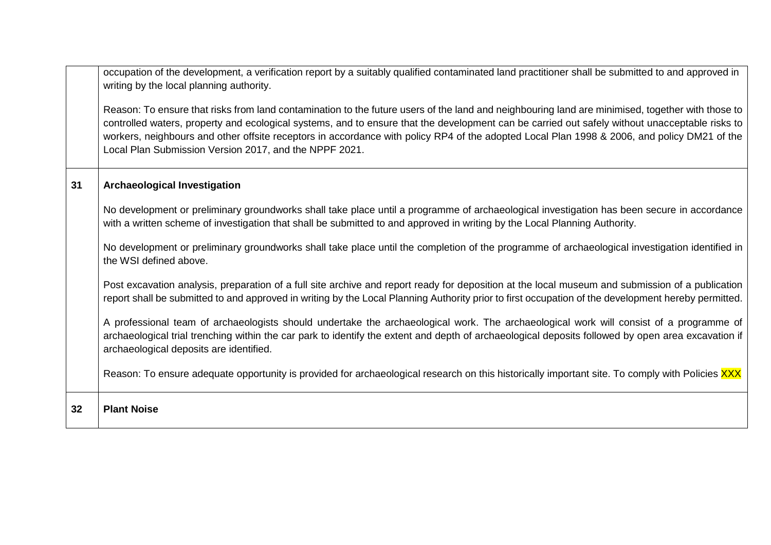| | |
|---|---|
| | occupation of the development, a verification report by a suitably qualified contaminated land practitioner shall be submitted to and approved in writing by the local planning authority.<br><br>Reason: To ensure that risks from land contamination to the future users of the land and neighbouring land are minimised, together with those to controlled waters, property and ecological systems, and to ensure that the development can be carried out safely without unacceptable risks to workers, neighbours and other offsite receptors in accordance with policy RP4 of the adopted Local Plan 1998 & 2006, and policy DM21 of the Local Plan Submission Version 2017, and the NPPF 2021. |
| **31** | **Archaeological Investigation**<br><br>No development or preliminary groundworks shall take place until a programme of archaeological investigation has been secure in accordance with a written scheme of investigation that shall be submitted to and approved in writing by the Local Planning Authority.<br><br>No development or preliminary groundworks shall take place until the completion of the programme of archaeological investigation identified in the WSI defined above.<br><br>Post excavation analysis, preparation of a full site archive and report ready for deposition at the local museum and submission of a publication report shall be submitted to and approved in writing by the Local Planning Authority prior to first occupation of the development hereby permitted.<br><br>A professional team of archaeologists should undertake the archaeological work. The archaeological work will consist of a programme of archaeological trial trenching within the car park to identify the extent and depth of archaeological deposits followed by open area excavation if archaeological deposits are identified.<br><br>Reason: To ensure adequate opportunity is provided for archaeological research on this historically important site. To comply with Policies XXX |
| **32** | **Plant Noise** |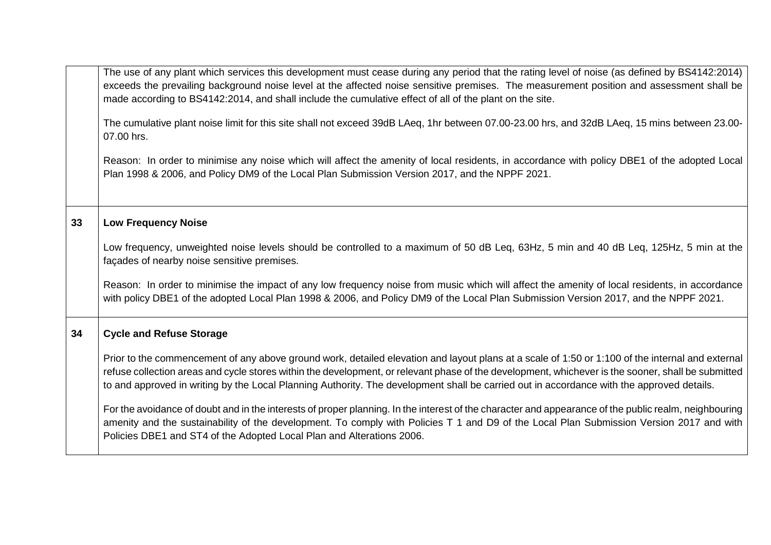| | |
|---|---|
| | The use of any plant which services this development must cease during any period that the rating level of noise (as defined by BS4142:2014) exceeds the prevailing background noise level at the affected noise sensitive premises. The measurement position and assessment shall be made according to BS4142:2014, and shall include the cumulative effect of all of the plant on the site.<br><br>The cumulative plant noise limit for this site shall not exceed 39dB LAeq, 1hr between 07.00-23.00 hrs, and 32dB LAeq, 15 mins between 23.00-07.00 hrs.<br><br>Reason: In order to minimise any noise which will affect the amenity of local residents, in accordance with policy DBE1 of the adopted Local Plan 1998 & 2006, and Policy DM9 of the Local Plan Submission Version 2017, and the NPPF 2021. |
| **33** | **Low Frequency Noise**<br><br>Low frequency, unweighted noise levels should be controlled to a maximum of 50 dB Leq, 63Hz, 5 min and 40 dB Leq, 125Hz, 5 min at the façades of nearby noise sensitive premises.<br><br>Reason: In order to minimise the impact of any low frequency noise from music which will affect the amenity of local residents, in accordance with policy DBE1 of the adopted Local Plan 1998 & 2006, and Policy DM9 of the Local Plan Submission Version 2017, and the NPPF 2021. |
| **34** | **Cycle and Refuse Storage**<br><br>Prior to the commencement of any above ground work, detailed elevation and layout plans at a scale of 1:50 or 1:100 of the internal and external refuse collection areas and cycle stores within the development, or relevant phase of the development, whichever is the sooner, shall be submitted to and approved in writing by the Local Planning Authority. The development shall be carried out in accordance with the approved details.<br><br>For the avoidance of doubt and in the interests of proper planning. In the interest of the character and appearance of the public realm, neighbouring amenity and the sustainability of the development. To comply with Policies T 1 and D9 of the Local Plan Submission Version 2017 and with Policies DBE1 and ST4 of the Adopted Local Plan and Alterations 2006. |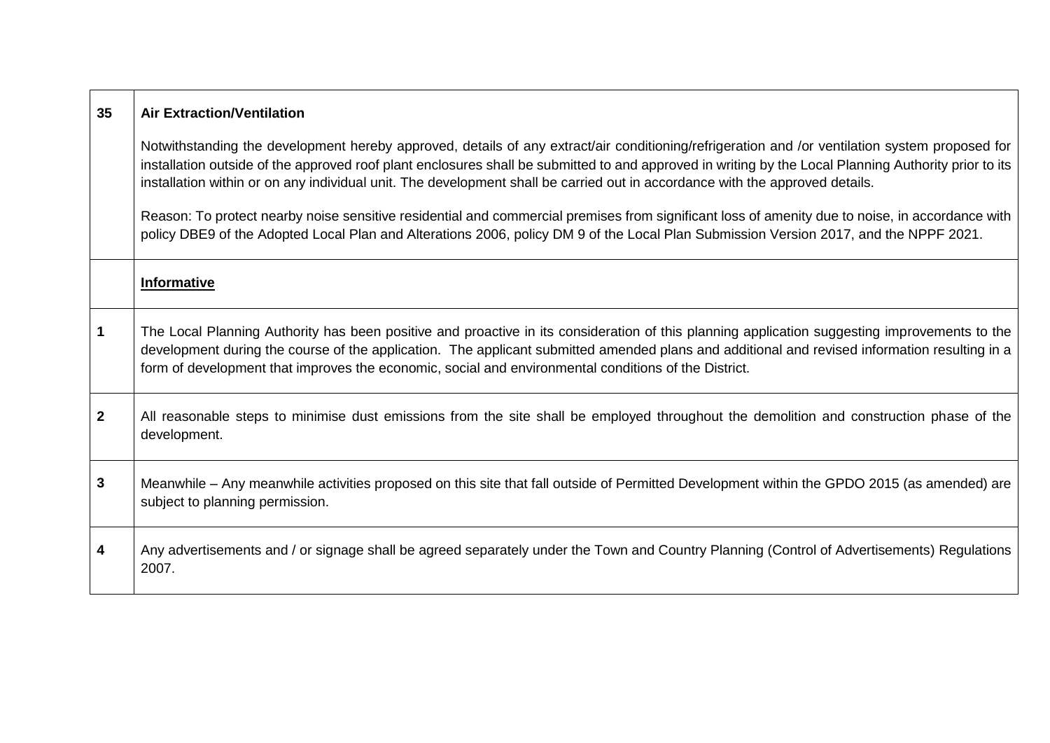| | |
|---|---|
| **35** | **Air Extraction/Ventilation**<br><br>Notwithstanding the development hereby approved, details of any extract/air conditioning/refrigeration and /or ventilation system proposed for installation outside of the approved roof plant enclosures shall be submitted to and approved in writing by the Local Planning Authority prior to its installation within or on any individual unit. The development shall be carried out in accordance with the approved details.<br><br>Reason: To protect nearby noise sensitive residential and commercial premises from significant loss of amenity due to noise, in accordance with policy DBE9 of the Adopted Local Plan and Alterations 2006, policy DM 9 of the Local Plan Submission Version 2017, and the NPPF 2021. |
| | **Informative** |
| **1** | The Local Planning Authority has been positive and proactive in its consideration of this planning application suggesting improvements to the development during the course of the application. The applicant submitted amended plans and additional and revised information resulting in a form of development that improves the economic, social and environmental conditions of the District. |
| **2** | All reasonable steps to minimise dust emissions from the site shall be employed throughout the demolition and construction phase of the development. |
| **3** | Meanwhile – Any meanwhile activities proposed on this site that fall outside of Permitted Development within the GPDO 2015 (as amended) are subject to planning permission. |
| **4** | Any advertisements and / or signage shall be agreed separately under the Town and Country Planning (Control of Advertisements) Regulations 2007. |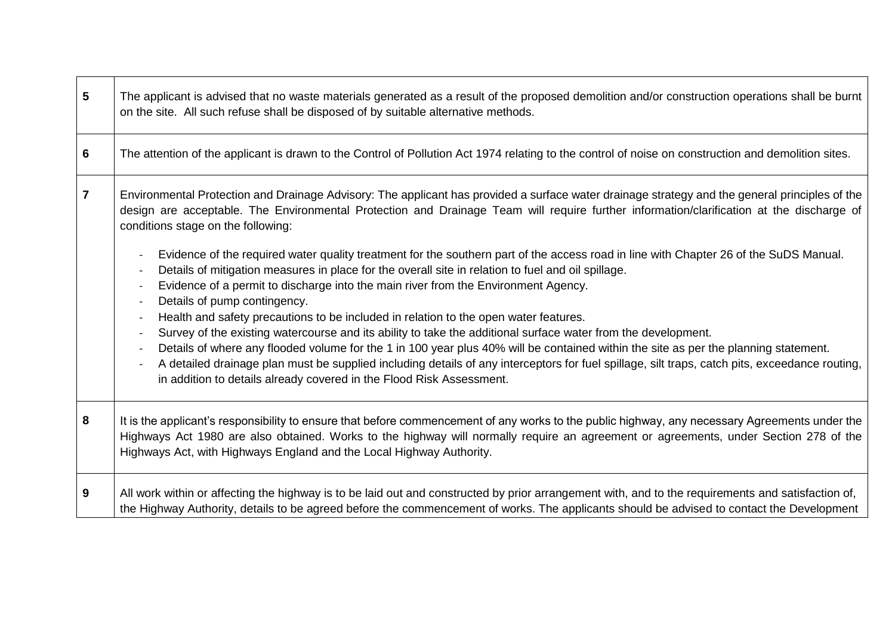| | |
|---|---|
| **5** | The applicant is advised that no waste materials generated as a result of the proposed demolition and/or construction operations shall be burnt on the site. All such refuse shall be disposed of by suitable alternative methods. |
| **6** | The attention of the applicant is drawn to the Control of Pollution Act 1974 relating to the control of noise on construction and demolition sites. |
| **7** | Environmental Protection and Drainage Advisory: The applicant has provided a surface water drainage strategy and the general principles of the design are acceptable. The Environmental Protection and Drainage Team will require further information/clarification at the discharge of conditions stage on the following:<br><br>- Evidence of the required water quality treatment for the southern part of the access road in line with Chapter 26 of the SuDS Manual.<br>- Details of mitigation measures in place for the overall site in relation to fuel and oil spillage.<br>- Evidence of a permit to discharge into the main river from the Environment Agency.<br>- Details of pump contingency.<br>- Health and safety precautions to be included in relation to the open water features.<br>- Survey of the existing watercourse and its ability to take the additional surface water from the development.<br>- Details of where any flooded volume for the 1 in 100 year plus 40% will be contained within the site as per the planning statement.<br>- A detailed drainage plan must be supplied including details of any interceptors for fuel spillage, silt traps, catch pits, exceedance routing, in addition to details already covered in the Flood Risk Assessment. |
| **8** | It is the applicant's responsibility to ensure that before commencement of any works to the public highway, any necessary Agreements under the Highways Act 1980 are also obtained. Works to the highway will normally require an agreement or agreements, under Section 278 of the Highways Act, with Highways England and the Local Highway Authority. |
| **9** | All work within or affecting the highway is to be laid out and constructed by prior arrangement with, and to the requirements and satisfaction of, the Highway Authority, details to be agreed before the commencement of works. The applicants should be advised to contact the Development |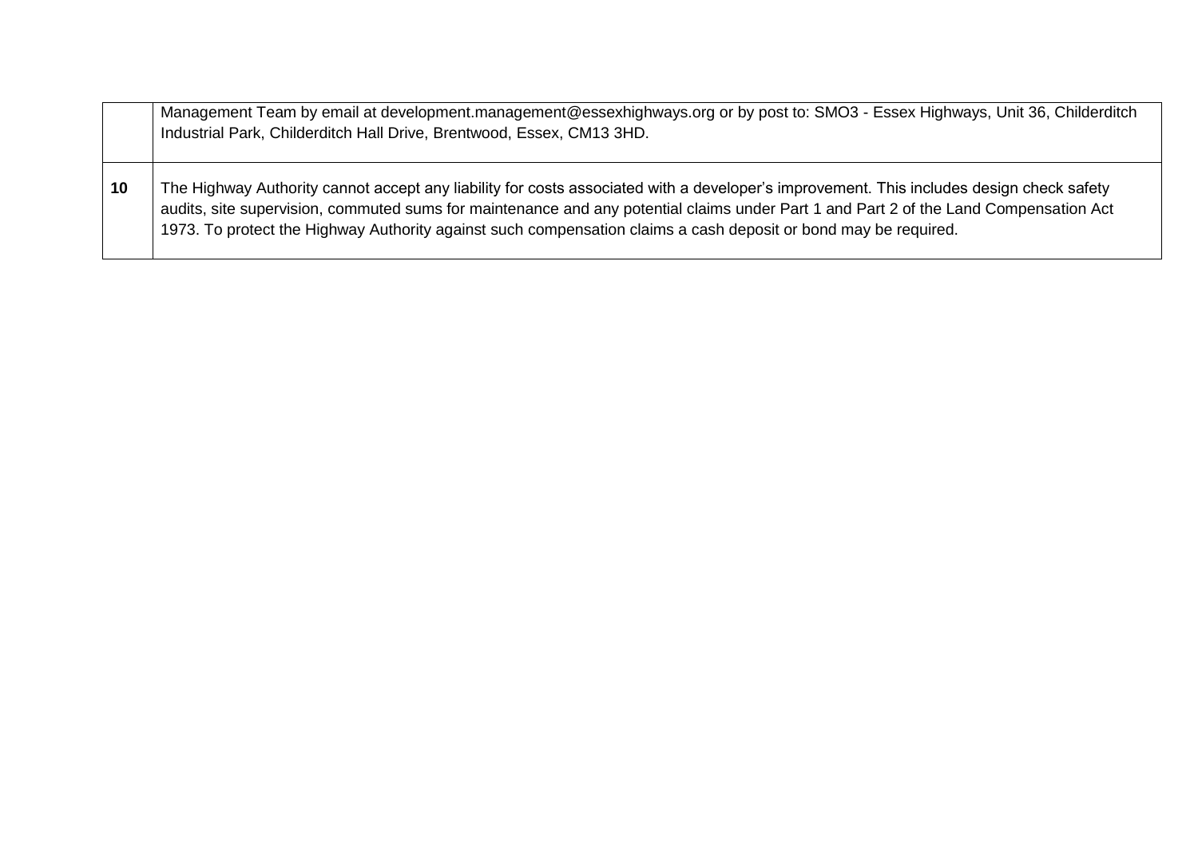| | |
|---|---|
| | Management Team by email at development.management@essexhighways.org or by post to: SMO3 - Essex Highways, Unit 36, Childerditch Industrial Park, Childerditch Hall Drive, Brentwood, Essex, CM13 3HD. |
| **10** | The Highway Authority cannot accept any liability for costs associated with a developer's improvement. This includes design check safety audits, site supervision, commuted sums for maintenance and any potential claims under Part 1 and Part 2 of the Land Compensation Act 1973. To protect the Highway Authority against such compensation claims a cash deposit or bond may be required. |